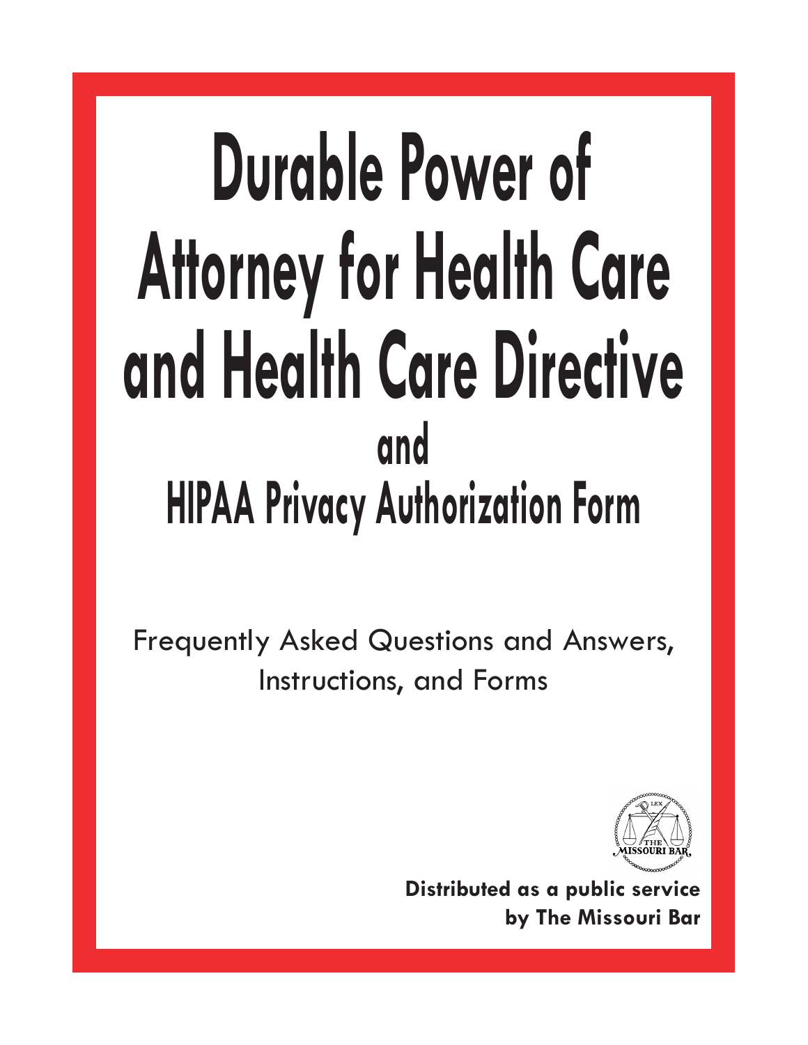# Durable Power of Attorney for Health Care and Health Care Directive

## and

## HIPAA Privacy Authorization Form

Frequently Asked Questions and Answers, Instructions, and Forms

**Distributed as a public service by The Missouri Bar**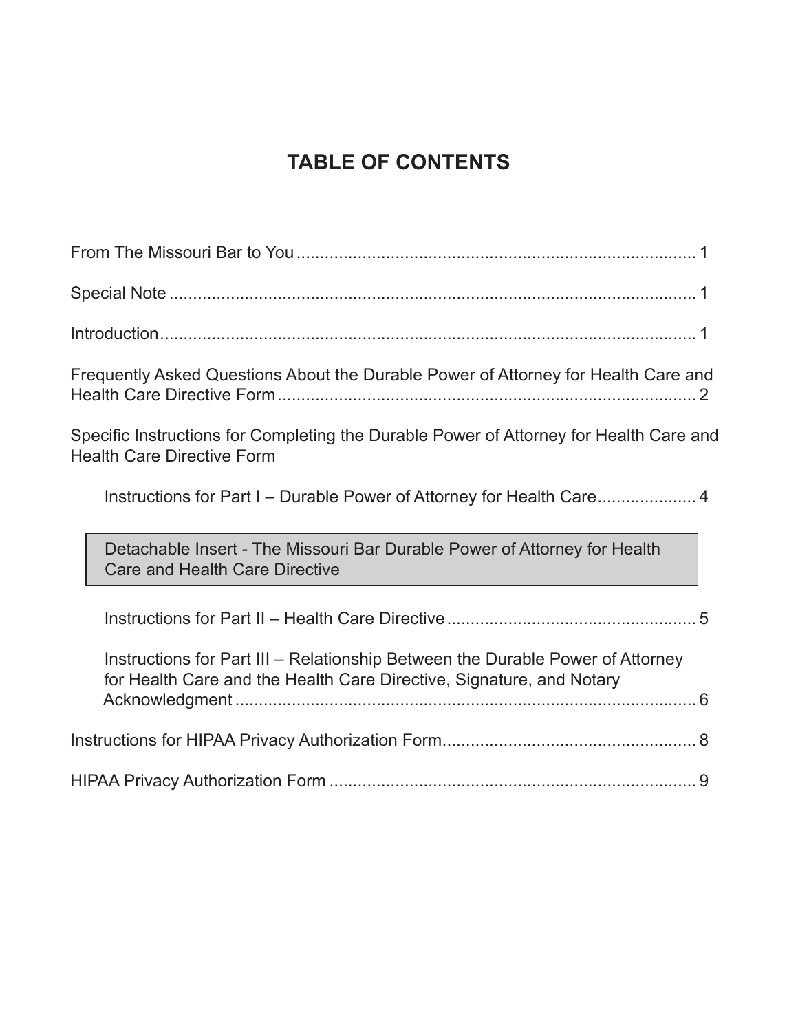# TABLE OF CONTENTS

From The Missouri Bar to You ..................................................................................... 1

Special Note ................................................................................................................ 1

Introduction.................................................................................................................. 1

Frequently Asked Questions About the Durable Power of Attorney for Health Care and Health Care Directive Form......................................................................................... 2

Specific Instructions for Completing the Durable Power of Attorney for Health Care and Health Care Directive Form

Instructions for Part I – Durable Power of Attorney for Health Care..................... 4

Detachable Insert - The Missouri Bar Durable Power of Attorney for Health Care and Health Care Directive

Instructions for Part II – Health Care Directive..................................................... 5

Instructions for Part III – Relationship Between the Durable Power of Attorney for Health Care and the Health Care Directive, Signature, and Notary Acknowledgment .................................................................................................. 6

Instructions for HIPAA Privacy Authorization Form...................................................... 8

HIPAA Privacy Authorization Form .............................................................................. 9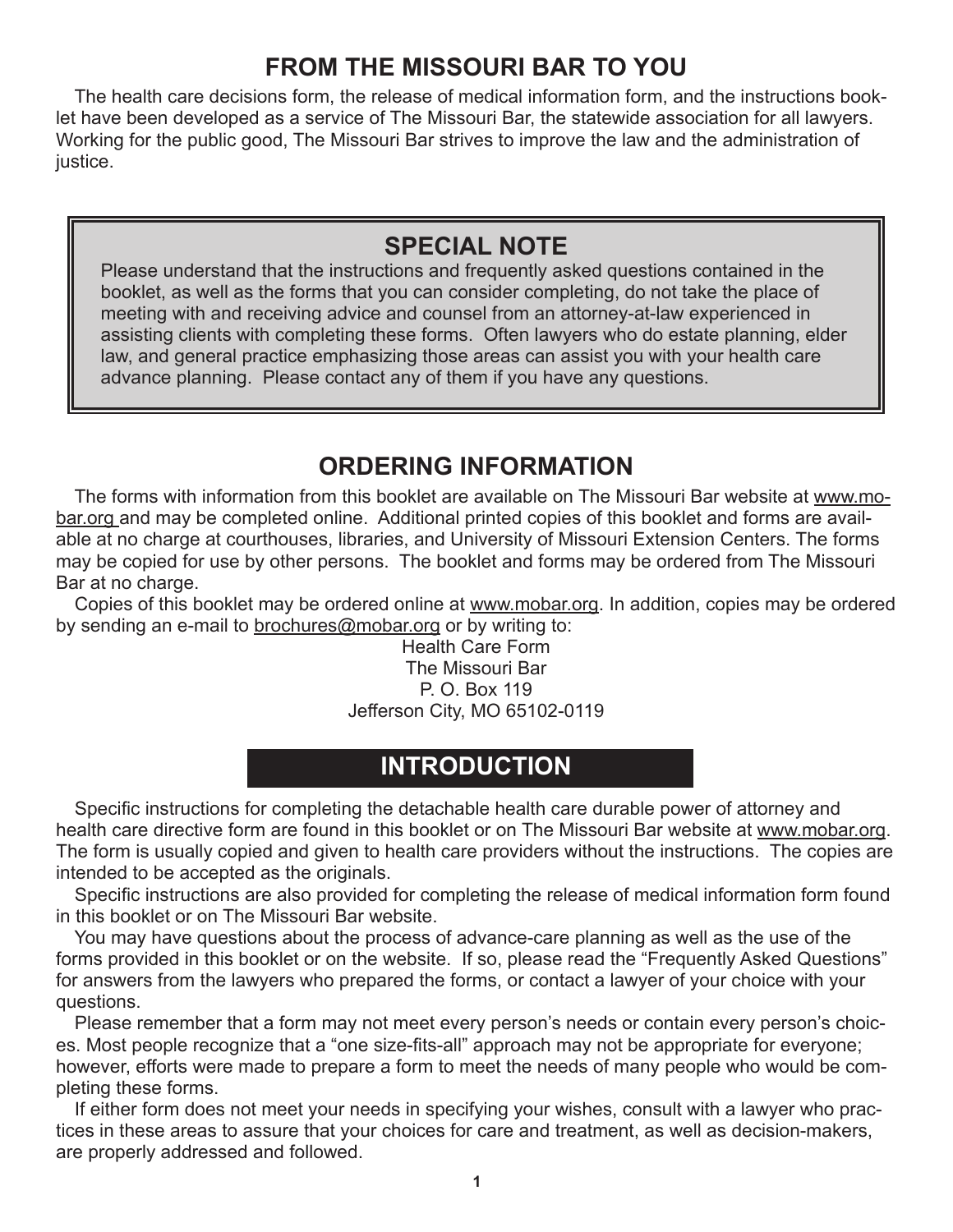## FROM THE MISSOURI BAR TO YOU

The health care decisions form, the release of medical information form, and the instructions booklet have been developed as a service of The Missouri Bar, the statewide association for all lawyers. Working for the public good, The Missouri Bar strives to improve the law and the administration of justice.

> ### SPECIAL NOTE
>
> Please understand that the instructions and frequently asked questions contained in the booklet, as well as the forms that you can consider completing, do not take the place of meeting with and receiving advice and counsel from an attorney-at-law experienced in assisting clients with completing these forms. Often lawyers who do estate planning, elder law, and general practice emphasizing those areas can assist you with your health care advance planning. Please contact any of them if you have any questions.

## ORDERING INFORMATION

The forms with information from this booklet are available on The Missouri Bar website at www.mobar.org and may be completed online. Additional printed copies of this booklet and forms are available at no charge at courthouses, libraries, and University of Missouri Extension Centers. The forms may be copied for use by other persons. The booklet and forms may be ordered from The Missouri Bar at no charge.

Copies of this booklet may be ordered online at www.mobar.org. In addition, copies may be ordered by sending an e-mail to brochures@mobar.org or by writing to:

Health Care Form
The Missouri Bar
P. O. Box 119
Jefferson City, MO 65102-0119

## INTRODUCTION

Specific instructions for completing the detachable health care durable power of attorney and health care directive form are found in this booklet or on The Missouri Bar website at www.mobar.org. The form is usually copied and given to health care providers without the instructions. The copies are intended to be accepted as the originals.

Specific instructions are also provided for completing the release of medical information form found in this booklet or on The Missouri Bar website.

You may have questions about the process of advance-care planning as well as the use of the forms provided in this booklet or on the website. If so, please read the "Frequently Asked Questions" for answers from the lawyers who prepared the forms, or contact a lawyer of your choice with your questions.

Please remember that a form may not meet every person's needs or contain every person's choices. Most people recognize that a "one size-fits-all" approach may not be appropriate for everyone; however, efforts were made to prepare a form to meet the needs of many people who would be completing these forms.

If either form does not meet your needs in specifying your wishes, consult with a lawyer who practices in these areas to assure that your choices for care and treatment, as well as decision-makers, are properly addressed and followed.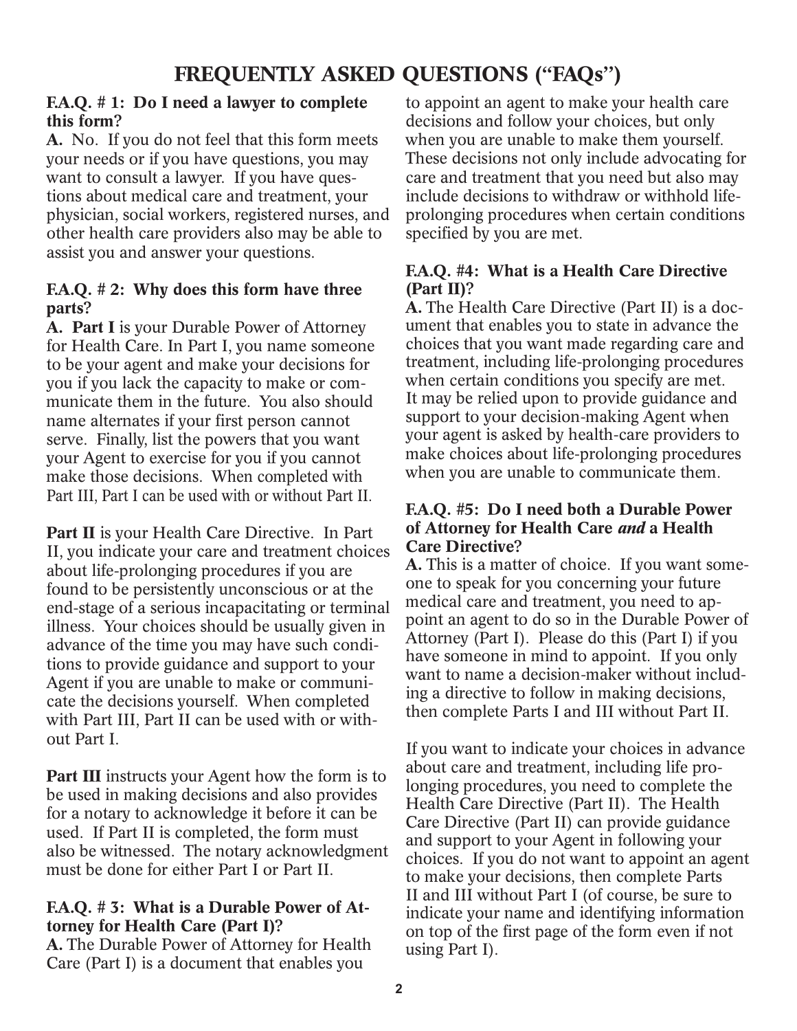# FREQUENTLY ASKED QUESTIONS ("FAQs")

**F.A.Q. # 1: Do I need a lawyer to complete this form?**

**A.** No. If you do not feel that this form meets your needs or if you have questions, you may want to consult a lawyer. If you have questions about medical care and treatment, your physician, social workers, registered nurses, and other health care providers also may be able to assist you and answer your questions.

**F.A.Q. # 2: Why does this form have three parts?**

**A. Part I** is your Durable Power of Attorney for Health Care. In Part I, you name someone to be your agent and make your decisions for you if you lack the capacity to make or communicate them in the future. You also should name alternates if your first person cannot serve. Finally, list the powers that you want your Agent to exercise for you if you cannot make those decisions. When completed with Part III, Part I can be used with or without Part II.

**Part II** is your Health Care Directive. In Part II, you indicate your care and treatment choices about life-prolonging procedures if you are found to be persistently unconscious or at the end-stage of a serious incapacitating or terminal illness. Your choices should be usually given in advance of the time you may have such conditions to provide guidance and support to your Agent if you are unable to make or communicate the decisions yourself. When completed with Part III, Part II can be used with or without Part I.

**Part III** instructs your Agent how the form is to be used in making decisions and also provides for a notary to acknowledge it before it can be used. If Part II is completed, the form must also be witnessed. The notary acknowledgment must be done for either Part I or Part II.

**F.A.Q. # 3: What is a Durable Power of Attorney for Health Care (Part I)?**

**A.** The Durable Power of Attorney for Health Care (Part I) is a document that enables you to appoint an agent to make your health care decisions and follow your choices, but only when you are unable to make them yourself. These decisions not only include advocating for care and treatment that you need but also may include decisions to withdraw or withhold life-prolonging procedures when certain conditions specified by you are met.

**F.A.Q. #4: What is a Health Care Directive (Part II)?**

**A.** The Health Care Directive (Part II) is a document that enables you to state in advance the choices that you want made regarding care and treatment, including life-prolonging procedures when certain conditions you specify are met. It may be relied upon to provide guidance and support to your decision-making Agent when your agent is asked by health-care providers to make choices about life-prolonging procedures when you are unable to communicate them.

**F.A.Q. #5: Do I need both a Durable Power of Attorney for Health Care *and* a Health Care Directive?**

**A.** This is a matter of choice. If you want someone to speak for you concerning your future medical care and treatment, you need to appoint an agent to do so in the Durable Power of Attorney (Part I). Please do this (Part I) if you have someone in mind to appoint. If you only want to name a decision-maker without including a directive to follow in making decisions, then complete Parts I and III without Part II.

If you want to indicate your choices in advance about care and treatment, including life prolonging procedures, you need to complete the Health Care Directive (Part II). The Health Care Directive (Part II) can provide guidance and support to your Agent in following your choices. If you do not want to appoint an agent to make your decisions, then complete Parts II and III without Part I (of course, be sure to indicate your name and identifying information on top of the first page of the form even if not using Part I).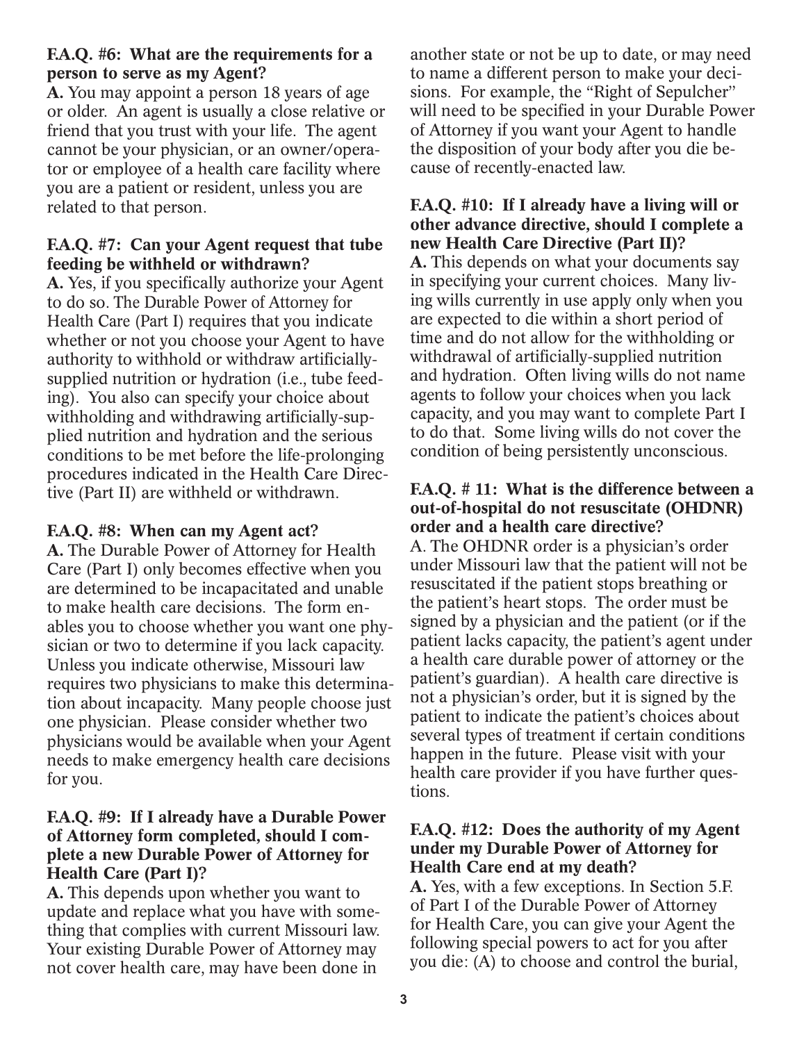**F.A.Q. #6: What are the requirements for a person to serve as my Agent?**

**A.** You may appoint a person 18 years of age or older. An agent is usually a close relative or friend that you trust with your life. The agent cannot be your physician, or an owner/operator or employee of a health care facility where you are a patient or resident, unless you are related to that person.

**F.A.Q. #7: Can your Agent request that tube feeding be withheld or withdrawn?**

**A.** Yes, if you specifically authorize your Agent to do so. The Durable Power of Attorney for Health Care (Part I) requires that you indicate whether or not you choose your Agent to have authority to withhold or withdraw artificially-supplied nutrition or hydration (i.e., tube feeding). You also can specify your choice about withholding and withdrawing artificially-supplied nutrition and hydration and the serious conditions to be met before the life-prolonging procedures indicated in the Health Care Directive (Part II) are withheld or withdrawn.

**F.A.Q. #8: When can my Agent act?**

**A.** The Durable Power of Attorney for Health Care (Part I) only becomes effective when you are determined to be incapacitated and unable to make health care decisions. The form enables you to choose whether you want one physician or two to determine if you lack capacity. Unless you indicate otherwise, Missouri law requires two physicians to make this determination about incapacity. Many people choose just one physician. Please consider whether two physicians would be available when your Agent needs to make emergency health care decisions for you.

**F.A.Q. #9: If I already have a Durable Power of Attorney form completed, should I complete a new Durable Power of Attorney for Health Care (Part I)?**

**A.** This depends upon whether you want to update and replace what you have with something that complies with current Missouri law. Your existing Durable Power of Attorney may not cover health care, may have been done in another state or not be up to date, or may need to name a different person to make your decisions. For example, the "Right of Sepulcher" will need to be specified in your Durable Power of Attorney if you want your Agent to handle the disposition of your body after you die because of recently-enacted law.

**F.A.Q. #10: If I already have a living will or other advance directive, should I complete a new Health Care Directive (Part II)?**

**A.** This depends on what your documents say in specifying your current choices. Many living wills currently in use apply only when you are expected to die within a short period of time and do not allow for the withholding or withdrawal of artificially-supplied nutrition and hydration. Often living wills do not name agents to follow your choices when you lack capacity, and you may want to complete Part I to do that. Some living wills do not cover the condition of being persistently unconscious.

**F.A.Q. # 11: What is the difference between a out-of-hospital do not resuscitate (OHDNR) order and a health care directive?**

A. The OHDNR order is a physician's order under Missouri law that the patient will not be resuscitated if the patient stops breathing or the patient's heart stops. The order must be signed by a physician and the patient (or if the patient lacks capacity, the patient's agent under a health care durable power of attorney or the patient's guardian). A health care directive is not a physician's order, but it is signed by the patient to indicate the patient's choices about several types of treatment if certain conditions happen in the future. Please visit with your health care provider if you have further questions.

**F.A.Q. #12: Does the authority of my Agent under my Durable Power of Attorney for Health Care end at my death?**

**A.** Yes, with a few exceptions. In Section 5.F. of Part I of the Durable Power of Attorney for Health Care, you can give your Agent the following special powers to act for you after you die: (A) to choose and control the burial,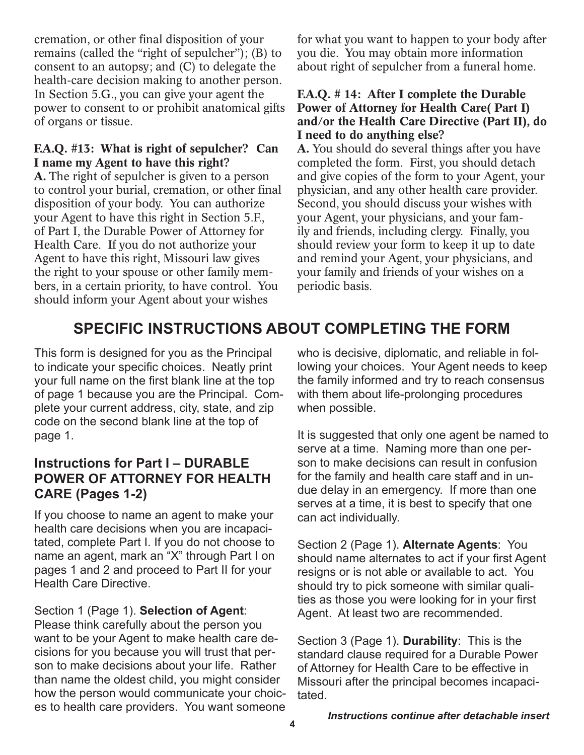cremation, or other final disposition of your remains (called the "right of sepulcher"); (B) to consent to an autopsy; and (C) to delegate the health-care decision making to another person. In Section 5.G., you can give your agent the power to consent to or prohibit anatomical gifts of organs or tissue.

**F.A.Q. #13: What is right of sepulcher? Can I name my Agent to have this right?**

**A.** The right of sepulcher is given to a person to control your burial, cremation, or other final disposition of your body. You can authorize your Agent to have this right in Section 5.F., of Part I, the Durable Power of Attorney for Health Care. If you do not authorize your Agent to have this right, Missouri law gives the right to your spouse or other family members, in a certain priority, to have control. You should inform your Agent about your wishes for what you want to happen to your body after you die. You may obtain more information about right of sepulcher from a funeral home.

**F.A.Q. # 14: After I complete the Durable Power of Attorney for Health Care( Part I) and/or the Health Care Directive (Part II), do I need to do anything else?**

**A.** You should do several things after you have completed the form. First, you should detach and give copies of the form to your Agent, your physician, and any other health care provider. Second, you should discuss your wishes with your Agent, your physicians, and your family and friends, including clergy. Finally, you should review your form to keep it up to date and remind your Agent, your physicians, and your family and friends of your wishes on a periodic basis.

## SPECIFIC INSTRUCTIONS ABOUT COMPLETING THE FORM

This form is designed for you as the Principal to indicate your specific choices. Neatly print your full name on the first blank line at the top of page 1 because you are the Principal. Complete your current address, city, state, and zip code on the second blank line at the top of page 1.

### Instructions for Part I – DURABLE POWER OF ATTORNEY FOR HEALTH CARE (Pages 1-2)

If you choose to name an agent to make your health care decisions when you are incapacitated, complete Part I. If you do not choose to name an agent, mark an "X" through Part I on pages 1 and 2 and proceed to Part II for your Health Care Directive.

Section 1 (Page 1). **Selection of Agent**: Please think carefully about the person you want to be your Agent to make health care decisions for you because you will trust that person to make decisions about your life. Rather than name the oldest child, you might consider how the person would communicate your choices to health care providers. You want someone who is decisive, diplomatic, and reliable in following your choices. Your Agent needs to keep the family informed and try to reach consensus with them about life-prolonging procedures when possible.

It is suggested that only one agent be named to serve at a time. Naming more than one person to make decisions can result in confusion for the family and health care staff and in undue delay in an emergency. If more than one serves at a time, it is best to specify that one can act individually.

Section 2 (Page 1). **Alternate Agents**: You should name alternates to act if your first Agent resigns or is not able or available to act. You should try to pick someone with similar qualities as those you were looking for in your first Agent. At least two are recommended.

Section 3 (Page 1). **Durability**: This is the standard clause required for a Durable Power of Attorney for Health Care to be effective in Missouri after the principal becomes incapacitated.

***Instructions continue after detachable insert***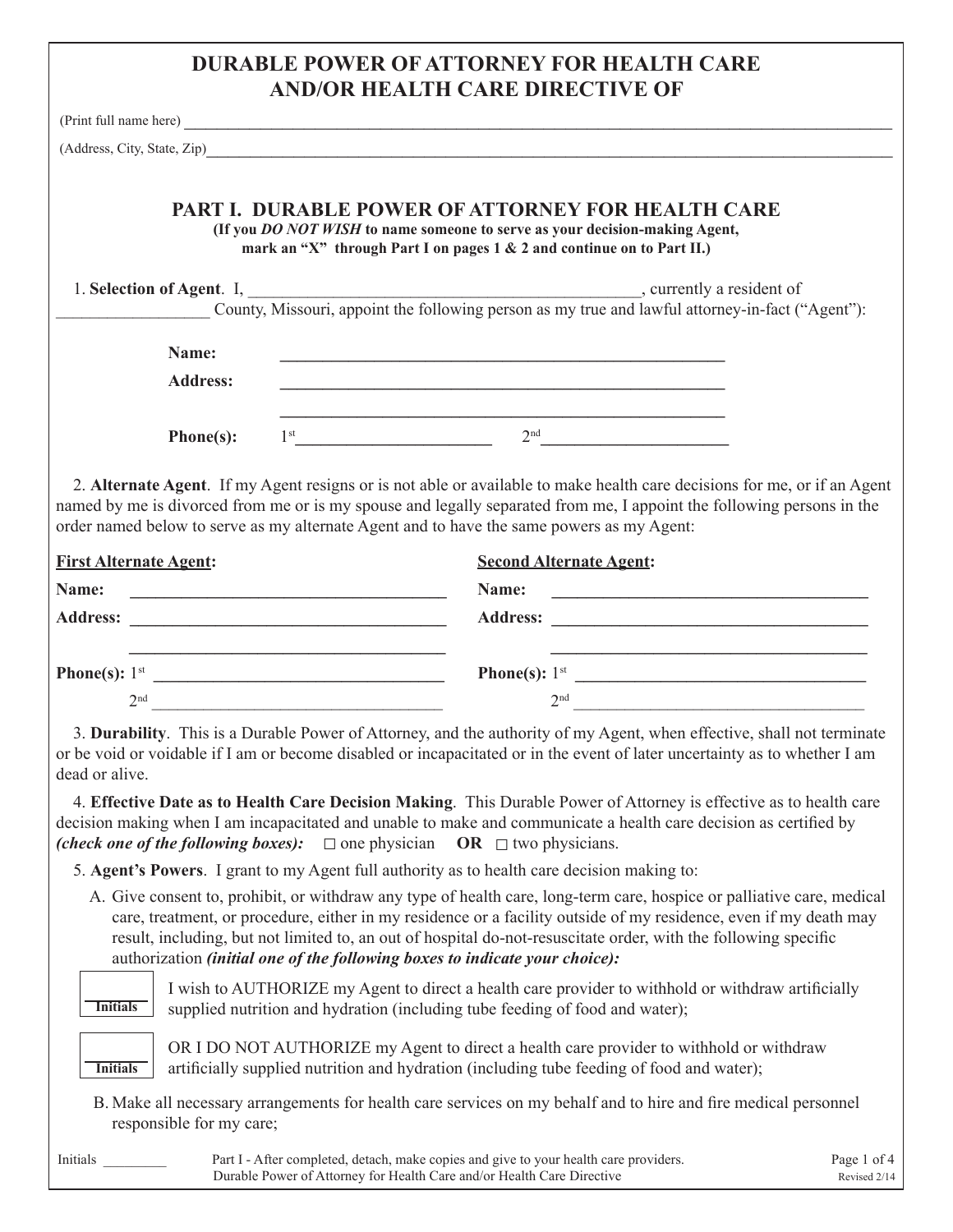# DURABLE POWER OF ATTORNEY FOR HEALTH CARE AND/OR HEALTH CARE DIRECTIVE OF

(Print full name here) ____________________________________________________________

(Address, City, State, Zip)____________________________________________________________

## PART I. DURABLE POWER OF ATTORNEY FOR HEALTH CARE

**(If you *DO NOT WISH* to name someone to serve as your decision-making Agent, mark an "X" through Part I on pages 1 & 2 and continue on to Part II.)**

1. **Selection of Agent**. I, ______________________________________________, currently a resident of __________________ County, Missouri, appoint the following person as my true and lawful attorney-in-fact ("Agent"):

**Name:** ______________________________________________________

**Address:** ______________________________________________________

______________________________________________________

**Phone(s):** 1st ______________________ 2nd ______________________

2. **Alternate Agent**. If my Agent resigns or is not able or available to make health care decisions for me, or if an Agent named by me is divorced from me or is my spouse and legally separated from me, I appoint the following persons in the order named below to serve as my alternate Agent and to have the same powers as my Agent:

**First Alternate Agent:**

**Name:** ______________________________________

**Address:** ______________________________________

______________________________________

**Phone(s):** 1st ______________________________________

2nd ______________________________________

**Second Alternate Agent:**

**Name:** ______________________________________

**Address:** ______________________________________

______________________________________

**Phone(s):** 1st ______________________________________

2nd ______________________________________

3. **Durability**. This is a Durable Power of Attorney, and the authority of my Agent, when effective, shall not terminate or be void or voidable if I am or become disabled or incapacitated or in the event of later uncertainty as to whether I am dead or alive.

4. **Effective Date as to Health Care Decision Making**. This Durable Power of Attorney is effective as to health care decision making when I am incapacitated and unable to make and communicate a health care decision as certified by ***(check one of the following boxes):*** ☐ one physician **OR** ☐ two physicians.

5. **Agent's Powers**. I grant to my Agent full authority as to health care decision making to:

A. Give consent to, prohibit, or withdraw any type of health care, long-term care, hospice or palliative care, medical care, treatment, or procedure, either in my residence or a facility outside of my residence, even if my death may result, including, but not limited to, an out of hospital do-not-resuscitate order, with the following specific authorization ***(initial one of the following boxes to indicate your choice):***

______ **Initials** I wish to AUTHORIZE my Agent to direct a health care provider to withhold or withdraw artificially supplied nutrition and hydration (including tube feeding of food and water);

______ **Initials** OR I DO NOT AUTHORIZE my Agent to direct a health care provider to withhold or withdraw artificially supplied nutrition and hydration (including tube feeding of food and water);

B. Make all necessary arrangements for health care services on my behalf and to hire and fire medical personnel responsible for my care;

Initials _________ Part I - After completed, detach, make copies and give to your health care providers.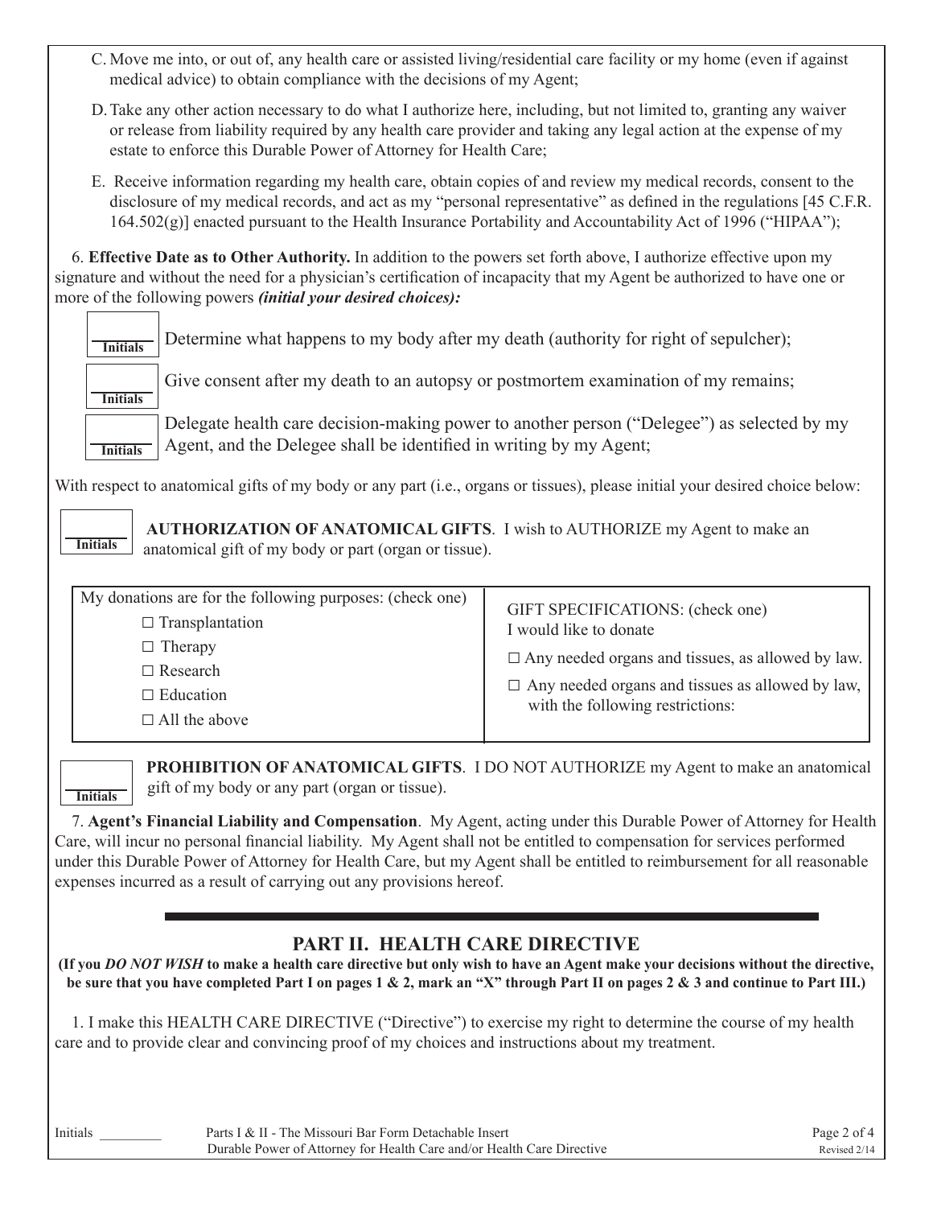C. Move me into, or out of, any health care or assisted living/residential care facility or my home (even if against medical advice) to obtain compliance with the decisions of my Agent;

D. Take any other action necessary to do what I authorize here, including, but not limited to, granting any waiver or release from liability required by any health care provider and taking any legal action at the expense of my estate to enforce this Durable Power of Attorney for Health Care;

E. Receive information regarding my health care, obtain copies of and review my medical records, consent to the disclosure of my medical records, and act as my "personal representative" as defined in the regulations [45 C.F.R. 164.502(g)] enacted pursuant to the Health Insurance Portability and Accountability Act of 1996 ("HIPAA");

6. **Effective Date as to Other Authority.** In addition to the powers set forth above, I authorize effective upon my signature and without the need for a physician's certification of incapacity that my Agent be authorized to have one or more of the following powers ***(initial your desired choices):***

______ Initials — Determine what happens to my body after my death (authority for right of sepulcher);

______ Initials — Give consent after my death to an autopsy or postmortem examination of my remains;

______ Initials — Delegate health care decision-making power to another person ("Delegee") as selected by my Agent, and the Delegee shall be identified in writing by my Agent;

With respect to anatomical gifts of my body or any part (i.e., organs or tissues), please initial your desired choice below:

______ Initials — **AUTHORIZATION OF ANATOMICAL GIFTS**. I wish to AUTHORIZE my Agent to make an anatomical gift of my body or part (organ or tissue).

| My donations are for the following purposes: (check one) | GIFT SPECIFICATIONS: (check one) I would like to donate |
|---|---|
| ☐ Transplantation | ☐ Any needed organs and tissues, as allowed by law. |
| ☐ Therapy | ☐ Any needed organs and tissues as allowed by law, with the following restrictions: |
| ☐ Research | |
| ☐ Education | |
| ☐ All the above | |

______ Initials — **PROHIBITION OF ANATOMICAL GIFTS**. I DO NOT AUTHORIZE my Agent to make an anatomical gift of my body or any part (organ or tissue).

7. **Agent's Financial Liability and Compensation**. My Agent, acting under this Durable Power of Attorney for Health Care, will incur no personal financial liability. My Agent shall not be entitled to compensation for services performed under this Durable Power of Attorney for Health Care, but my Agent shall be entitled to reimbursement for all reasonable expenses incurred as a result of carrying out any provisions hereof.

## PART II. HEALTH CARE DIRECTIVE

**(If you *DO NOT WISH* to make a health care directive but only wish to have an Agent make your decisions without the directive, be sure that you have completed Part I on pages 1 & 2, mark an "X" through Part II on pages 2 & 3 and continue to Part III.)**

1. I make this HEALTH CARE DIRECTIVE ("Directive") to exercise my right to determine the course of my health care and to provide clear and convincing proof of my choices and instructions about my treatment.

Initials _________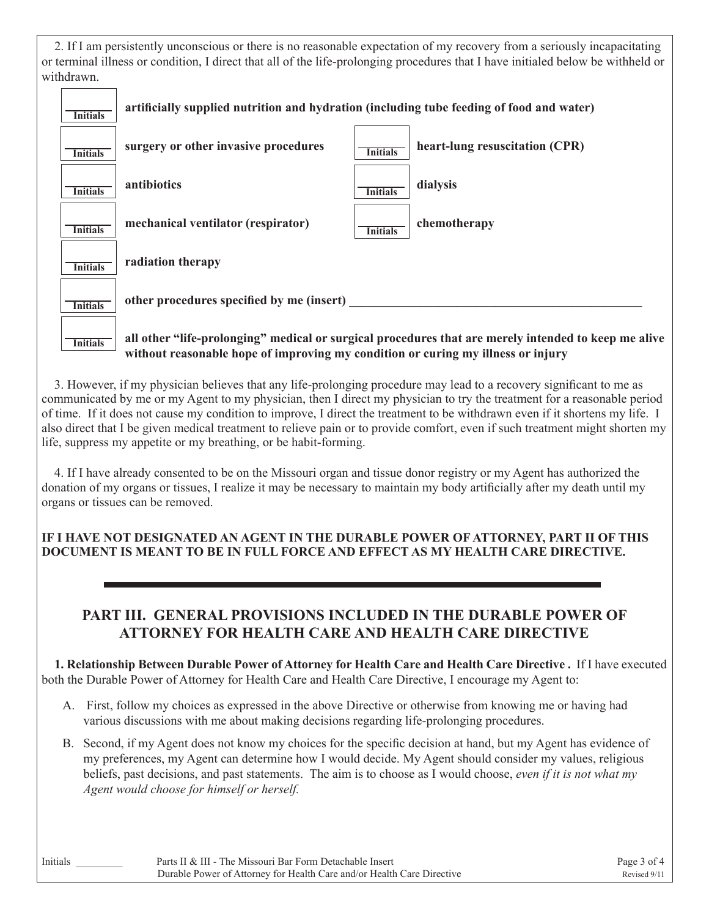2. If I am persistently unconscious or there is no reasonable expectation of my recovery from a seriously incapacitating or terminal illness or condition, I direct that all of the life-prolonging procedures that I have initialed below be withheld or withdrawn.

_______ Initials **artificially supplied nutrition and hydration (including tube feeding of food and water)**

_______ Initials **surgery or other invasive procedures**

_______ Initials **heart-lung resuscitation (CPR)**

_______ Initials **antibiotics**

_______ Initials **dialysis**

_______ Initials **mechanical ventilator (respirator)**

_______ Initials **chemotherapy**

_______ Initials **radiation therapy**

_______ Initials **other procedures specified by me (insert) _______________________________________________**

_______ Initials **all other "life-prolonging" medical or surgical procedures that are merely intended to keep me alive without reasonable hope of improving my condition or curing my illness or injury**

3. However, if my physician believes that any life-prolonging procedure may lead to a recovery significant to me as communicated by me or my Agent to my physician, then I direct my physician to try the treatment for a reasonable period of time. If it does not cause my condition to improve, I direct the treatment to be withdrawn even if it shortens my life. I also direct that I be given medical treatment to relieve pain or to provide comfort, even if such treatment might shorten my life, suppress my appetite or my breathing, or be habit-forming.

4. If I have already consented to be on the Missouri organ and tissue donor registry or my Agent has authorized the donation of my organs or tissues, I realize it may be necessary to maintain my body artificially after my death until my organs or tissues can be removed.

**IF I HAVE NOT DESIGNATED AN AGENT IN THE DURABLE POWER OF ATTORNEY, PART II OF THIS DOCUMENT IS MEANT TO BE IN FULL FORCE AND EFFECT AS MY HEALTH CARE DIRECTIVE.**

---

## PART III. GENERAL PROVISIONS INCLUDED IN THE DURABLE POWER OF ATTORNEY FOR HEALTH CARE AND HEALTH CARE DIRECTIVE

**1. Relationship Between Durable Power of Attorney for Health Care and Health Care Directive .** If I have executed both the Durable Power of Attorney for Health Care and Health Care Directive, I encourage my Agent to:

A. First, follow my choices as expressed in the above Directive or otherwise from knowing me or having had various discussions with me about making decisions regarding life-prolonging procedures.

B. Second, if my Agent does not know my choices for the specific decision at hand, but my Agent has evidence of my preferences, my Agent can determine how I would decide. My Agent should consider my values, religious beliefs, past decisions, and past statements. The aim is to choose as I would choose, *even if it is not what my Agent would choose for himself or herself.*

Initials _________ Parts II & III - The Missouri Bar Form Detachable Insert
Durable Power of Attorney for Health Care and/or Health Care Directive
Revised 9/11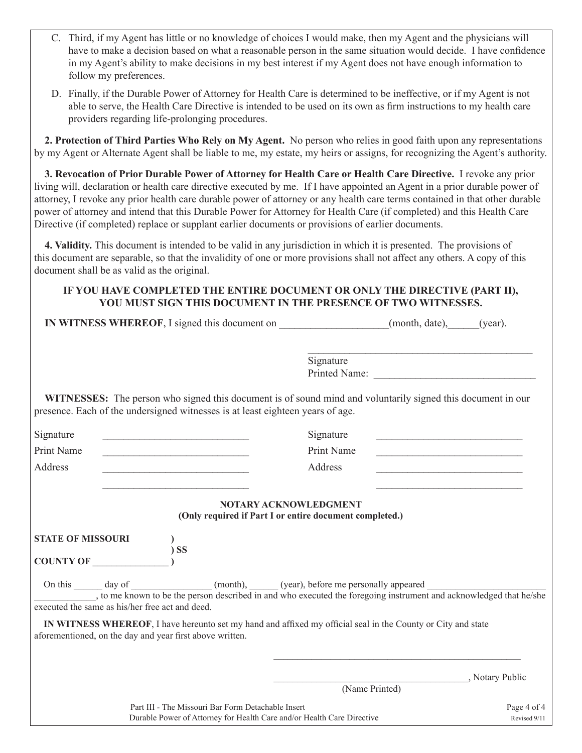C. Third, if my Agent has little or no knowledge of choices I would make, then my Agent and the physicians will have to make a decision based on what a reasonable person in the same situation would decide. I have confidence in my Agent's ability to make decisions in my best interest if my Agent does not have enough information to follow my preferences.

D. Finally, if the Durable Power of Attorney for Health Care is determined to be ineffective, or if my Agent is not able to serve, the Health Care Directive is intended to be used on its own as firm instructions to my health care providers regarding life-prolonging procedures.

**2. Protection of Third Parties Who Rely on My Agent.** No person who relies in good faith upon any representations by my Agent or Alternate Agent shall be liable to me, my estate, my heirs or assigns, for recognizing the Agent's authority.

**3. Revocation of Prior Durable Power of Attorney for Health Care or Health Care Directive.** I revoke any prior living will, declaration or health care directive executed by me. If I have appointed an Agent in a prior durable power of attorney, I revoke any prior health care durable power of attorney or any health care terms contained in that other durable power of attorney and intend that this Durable Power for Attorney for Health Care (if completed) and this Health Care Directive (if completed) replace or supplant earlier documents or provisions of earlier documents.

**4. Validity.** This document is intended to be valid in any jurisdiction in which it is presented. The provisions of this document are separable, so that the invalidity of one or more provisions shall not affect any others. A copy of this document shall be as valid as the original.

**IF YOU HAVE COMPLETED THE ENTIRE DOCUMENT OR ONLY THE DIRECTIVE (PART II), YOU MUST SIGN THIS DOCUMENT IN THE PRESENCE OF TWO WITNESSES.**

**IN WITNESS WHEREOF**, I signed this document on ____________________(month, date),______(year).

_____________________________________________
Signature
Printed Name: _______________________________

**WITNESSES:** The person who signed this document is of sound mind and voluntarily signed this document in our presence. Each of the undersigned witnesses is at least eighteen years of age.

Signature ____________________________
Print Name ____________________________
Address ____________________________
____________________________

Signature ____________________________
Print Name ____________________________
Address ____________________________
____________________________

**NOTARY ACKNOWLEDGMENT**
**(Only required if Part I or entire document completed.)**

**STATE OF MISSOURI )**
**) SS**
**COUNTY OF _______________ )**

On this ______ day of ________________ (month), ______ (year), before me personally appeared ________________________ _____________, to me known to be the person described in and who executed the foregoing instrument and acknowledged that he/she executed the same as his/her free act and deed.

**IN WITNESS WHEREOF**, I have hereunto set my hand and affixed my official seal in the County or City and state aforementioned, on the day and year first above written.

_____________________________________________________

_________________________________________, Notary Public
(Name Printed)

Part III - The Missouri Bar Form Detachable Insert
Durable Power of Attorney for Health Care and/or Health Care Directive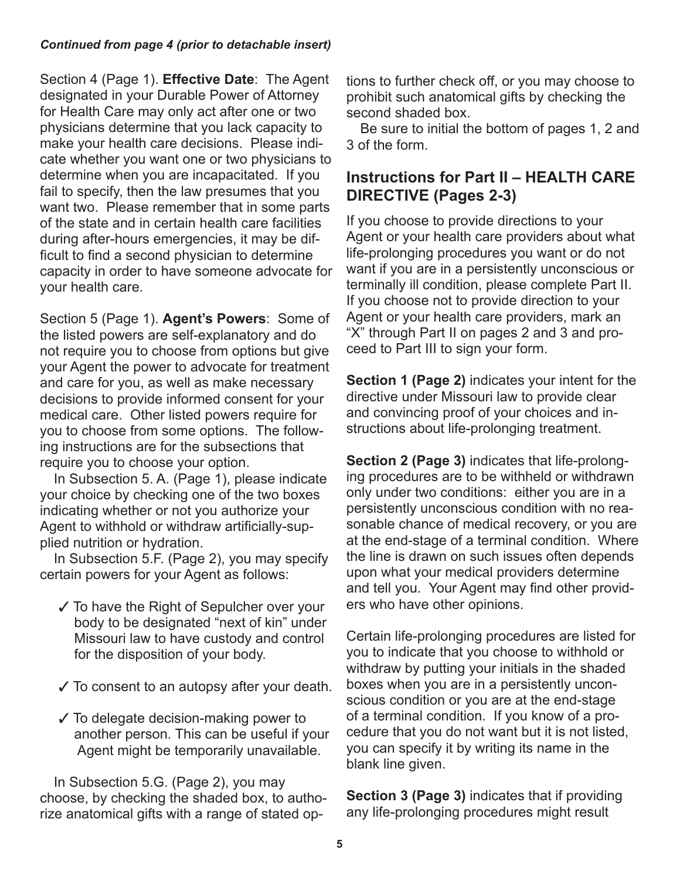***Continued from page 4 (prior to detachable insert)***

Section 4 (Page 1). **Effective Date**: The Agent designated in your Durable Power of Attorney for Health Care may only act after one or two physicians determine that you lack capacity to make your health care decisions. Please indicate whether you want one or two physicians to determine when you are incapacitated. If you fail to specify, then the law presumes that you want two. Please remember that in some parts of the state and in certain health care facilities during after-hours emergencies, it may be difficult to find a second physician to determine capacity in order to have someone advocate for your health care.

Section 5 (Page 1). **Agent's Powers**: Some of the listed powers are self-explanatory and do not require you to choose from options but give your Agent the power to advocate for treatment and care for you, as well as make necessary decisions to provide informed consent for your medical care. Other listed powers require for you to choose from some options. The following instructions are for the subsections that require you to choose your option.

In Subsection 5. A. (Page 1), please indicate your choice by checking one of the two boxes indicating whether or not you authorize your Agent to withhold or withdraw artificially-supplied nutrition or hydration.

In Subsection 5.F. (Page 2), you may specify certain powers for your Agent as follows:

- ✓ To have the Right of Sepulcher over your body to be designated "next of kin" under Missouri law to have custody and control for the disposition of your body.
- ✓ To consent to an autopsy after your death.
- ✓ To delegate decision-making power to another person. This can be useful if your Agent might be temporarily unavailable.

In Subsection 5.G. (Page 2), you may choose, by checking the shaded box, to authorize anatomical gifts with a range of stated options to further check off, or you may choose to prohibit such anatomical gifts by checking the second shaded box.

Be sure to initial the bottom of pages 1, 2 and 3 of the form.

## Instructions for Part II – HEALTH CARE DIRECTIVE (Pages 2-3)

If you choose to provide directions to your Agent or your health care providers about what life-prolonging procedures you want or do not want if you are in a persistently unconscious or terminally ill condition, please complete Part II. If you choose not to provide direction to your Agent or your health care providers, mark an "X" through Part II on pages 2 and 3 and proceed to Part III to sign your form.

**Section 1 (Page 2)** indicates your intent for the directive under Missouri law to provide clear and convincing proof of your choices and instructions about life-prolonging treatment.

**Section 2 (Page 3)** indicates that life-prolonging procedures are to be withheld or withdrawn only under two conditions: either you are in a persistently unconscious condition with no reasonable chance of medical recovery, or you are at the end-stage of a terminal condition. Where the line is drawn on such issues often depends upon what your medical providers determine and tell you. Your Agent may find other providers who have other opinions.

Certain life-prolonging procedures are listed for you to indicate that you choose to withhold or withdraw by putting your initials in the shaded boxes when you are in a persistently unconscious condition or you are at the end-stage of a terminal condition. If you know of a procedure that you do not want but it is not listed, you can specify it by writing its name in the blank line given.

**Section 3 (Page 3)** indicates that if providing any life-prolonging procedures might result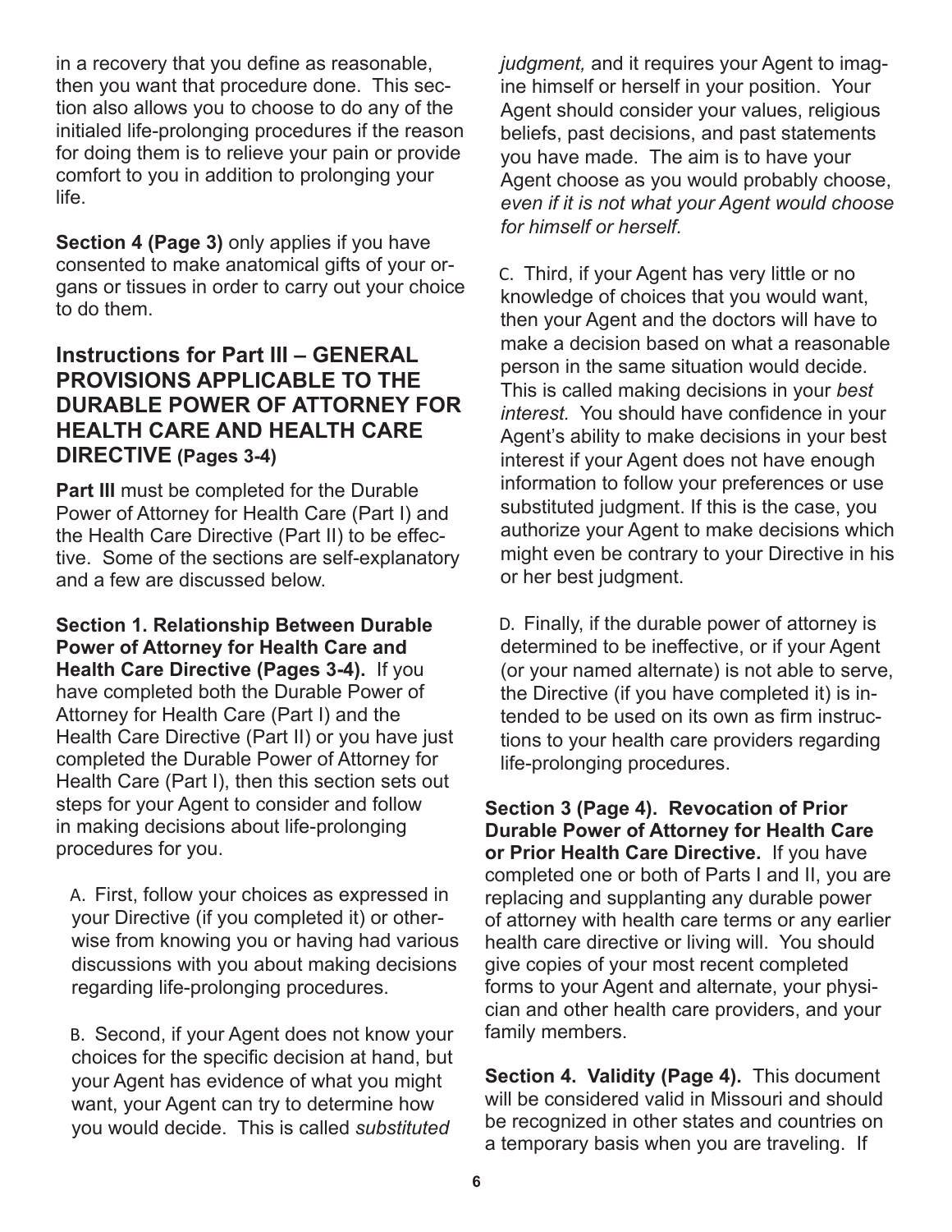in a recovery that you define as reasonable, then you want that procedure done. This section also allows you to choose to do any of the initialed life-prolonging procedures if the reason for doing them is to relieve your pain or provide comfort to you in addition to prolonging your life.

**Section 4 (Page 3)** only applies if you have consented to make anatomical gifts of your organs or tissues in order to carry out your choice to do them.

## Instructions for Part III – GENERAL PROVISIONS APPLICABLE TO THE DURABLE POWER OF ATTORNEY FOR HEALTH CARE AND HEALTH CARE DIRECTIVE (Pages 3-4)

**Part III** must be completed for the Durable Power of Attorney for Health Care (Part I) and the Health Care Directive (Part II) to be effective. Some of the sections are self-explanatory and a few are discussed below.

**Section 1. Relationship Between Durable Power of Attorney for Health Care and Health Care Directive (Pages 3-4).** If you have completed both the Durable Power of Attorney for Health Care (Part I) and the Health Care Directive (Part II) or you have just completed the Durable Power of Attorney for Health Care (Part I), then this section sets out steps for your Agent to consider and follow in making decisions about life-prolonging procedures for you.

A. First, follow your choices as expressed in your Directive (if you completed it) or otherwise from knowing you or having had various discussions with you about making decisions regarding life-prolonging procedures.

B. Second, if your Agent does not know your choices for the specific decision at hand, but your Agent has evidence of what you might want, your Agent can try to determine how you would decide. This is called *substituted judgment,* and it requires your Agent to imagine himself or herself in your position. Your Agent should consider your values, religious beliefs, past decisions, and past statements you have made. The aim is to have your Agent choose as you would probably choose, *even if it is not what your Agent would choose for himself or herself.*

C. Third, if your Agent has very little or no knowledge of choices that you would want, then your Agent and the doctors will have to make a decision based on what a reasonable person in the same situation would decide. This is called making decisions in your *best interest.* You should have confidence in your Agent's ability to make decisions in your best interest if your Agent does not have enough information to follow your preferences or use substituted judgment. If this is the case, you authorize your Agent to make decisions which might even be contrary to your Directive in his or her best judgment.

D. Finally, if the durable power of attorney is determined to be ineffective, or if your Agent (or your named alternate) is not able to serve, the Directive (if you have completed it) is intended to be used on its own as firm instructions to your health care providers regarding life-prolonging procedures.

**Section 3 (Page 4). Revocation of Prior Durable Power of Attorney for Health Care or Prior Health Care Directive.** If you have completed one or both of Parts I and II, you are replacing and supplanting any durable power of attorney with health care terms or any earlier health care directive or living will. You should give copies of your most recent completed forms to your Agent and alternate, your physician and other health care providers, and your family members.

**Section 4. Validity (Page 4).** This document will be considered valid in Missouri and should be recognized in other states and countries on a temporary basis when you are traveling. If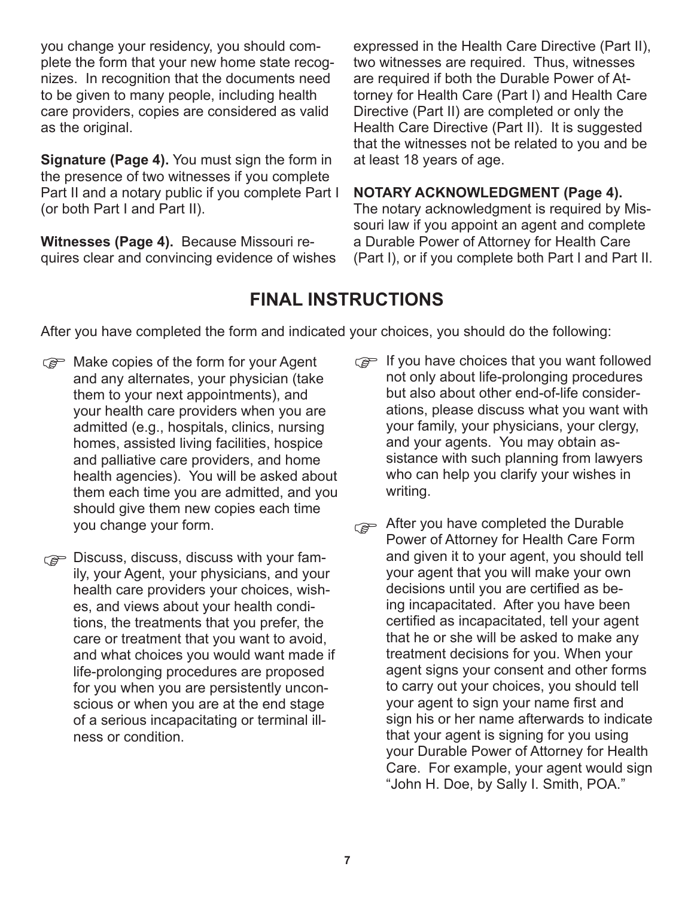you change your residency, you should complete the form that your new home state recognizes. In recognition that the documents need to be given to many people, including health care providers, copies are considered as valid as the original.

**Signature (Page 4).** You must sign the form in the presence of two witnesses if you complete Part II and a notary public if you complete Part I (or both Part I and Part II).

**Witnesses (Page 4).** Because Missouri requires clear and convincing evidence of wishes expressed in the Health Care Directive (Part II), two witnesses are required. Thus, witnesses are required if both the Durable Power of Attorney for Health Care (Part I) and Health Care Directive (Part II) are completed or only the Health Care Directive (Part II). It is suggested that the witnesses not be related to you and be at least 18 years of age.

**NOTARY ACKNOWLEDGMENT (Page 4).** The notary acknowledgment is required by Missouri law if you appoint an agent and complete a Durable Power of Attorney for Health Care (Part I), or if you complete both Part I and Part II.

## FINAL INSTRUCTIONS

After you have completed the form and indicated your choices, you should do the following:

- Make copies of the form for your Agent and any alternates, your physician (take them to your next appointments), and your health care providers when you are admitted (e.g., hospitals, clinics, nursing homes, assisted living facilities, hospice and palliative care providers, and home health agencies). You will be asked about them each time you are admitted, and you should give them new copies each time you change your form.

- Discuss, discuss, discuss with your family, your Agent, your physicians, and your health care providers your choices, wishes, and views about your health conditions, the treatments that you prefer, the care or treatment that you want to avoid, and what choices you would want made if life-prolonging procedures are proposed for you when you are persistently unconscious or when you are at the end stage of a serious incapacitating or terminal illness or condition.

- If you have choices that you want followed not only about life-prolonging procedures but also about other end-of-life considerations, please discuss what you want with your family, your physicians, your clergy, and your agents. You may obtain assistance with such planning from lawyers who can help you clarify your wishes in writing.

- After you have completed the Durable Power of Attorney for Health Care Form and given it to your agent, you should tell your agent that you will make your own decisions until you are certified as being incapacitated. After you have been certified as incapacitated, tell your agent that he or she will be asked to make any treatment decisions for you. When your agent signs your consent and other forms to carry out your choices, you should tell your agent to sign your name first and sign his or her name afterwards to indicate that your agent is signing for you using your Durable Power of Attorney for Health Care. For example, your agent would sign "John H. Doe, by Sally I. Smith, POA."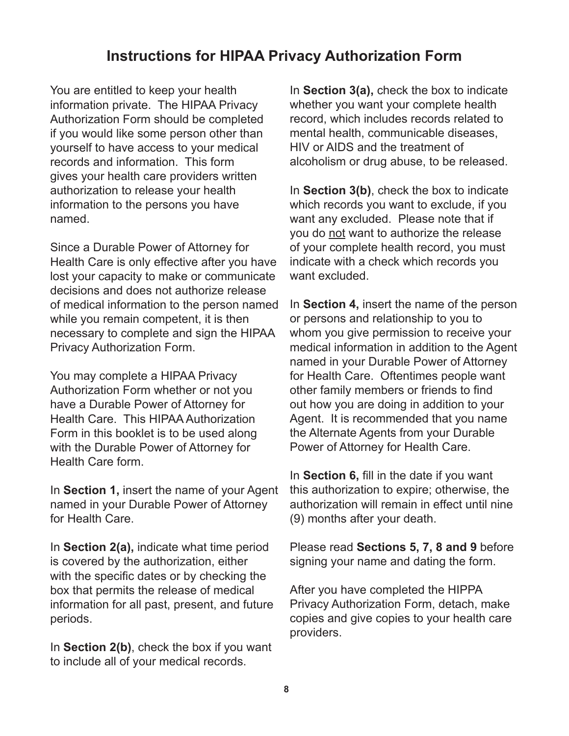# Instructions for HIPAA Privacy Authorization Form

You are entitled to keep your health information private. The HIPAA Privacy Authorization Form should be completed if you would like some person other than yourself to have access to your medical records and information. This form gives your health care providers written authorization to release your health information to the persons you have named.

Since a Durable Power of Attorney for Health Care is only effective after you have lost your capacity to make or communicate decisions and does not authorize release of medical information to the person named while you remain competent, it is then necessary to complete and sign the HIPAA Privacy Authorization Form.

You may complete a HIPAA Privacy Authorization Form whether or not you have a Durable Power of Attorney for Health Care. This HIPAA Authorization Form in this booklet is to be used along with the Durable Power of Attorney for Health Care form.

In **Section 1,** insert the name of your Agent named in your Durable Power of Attorney for Health Care.

In **Section 2(a),** indicate what time period is covered by the authorization, either with the specific dates or by checking the box that permits the release of medical information for all past, present, and future periods.

In **Section 2(b)**, check the box if you want to include all of your medical records.

In **Section 3(a),** check the box to indicate whether you want your complete health record, which includes records related to mental health, communicable diseases, HIV or AIDS and the treatment of alcoholism or drug abuse, to be released.

In **Section 3(b)**, check the box to indicate which records you want to exclude, if you want any excluded. Please note that if you do <u>not</u> want to authorize the release of your complete health record, you must indicate with a check which records you want excluded.

In **Section 4,** insert the name of the person or persons and relationship to you to whom you give permission to receive your medical information in addition to the Agent named in your Durable Power of Attorney for Health Care. Oftentimes people want other family members or friends to find out how you are doing in addition to your Agent. It is recommended that you name the Alternate Agents from your Durable Power of Attorney for Health Care.

In **Section 6,** fill in the date if you want this authorization to expire; otherwise, the authorization will remain in effect until nine (9) months after your death.

Please read **Sections 5, 7, 8 and 9** before signing your name and dating the form.

After you have completed the HIPPA Privacy Authorization Form, detach, make copies and give copies to your health care providers.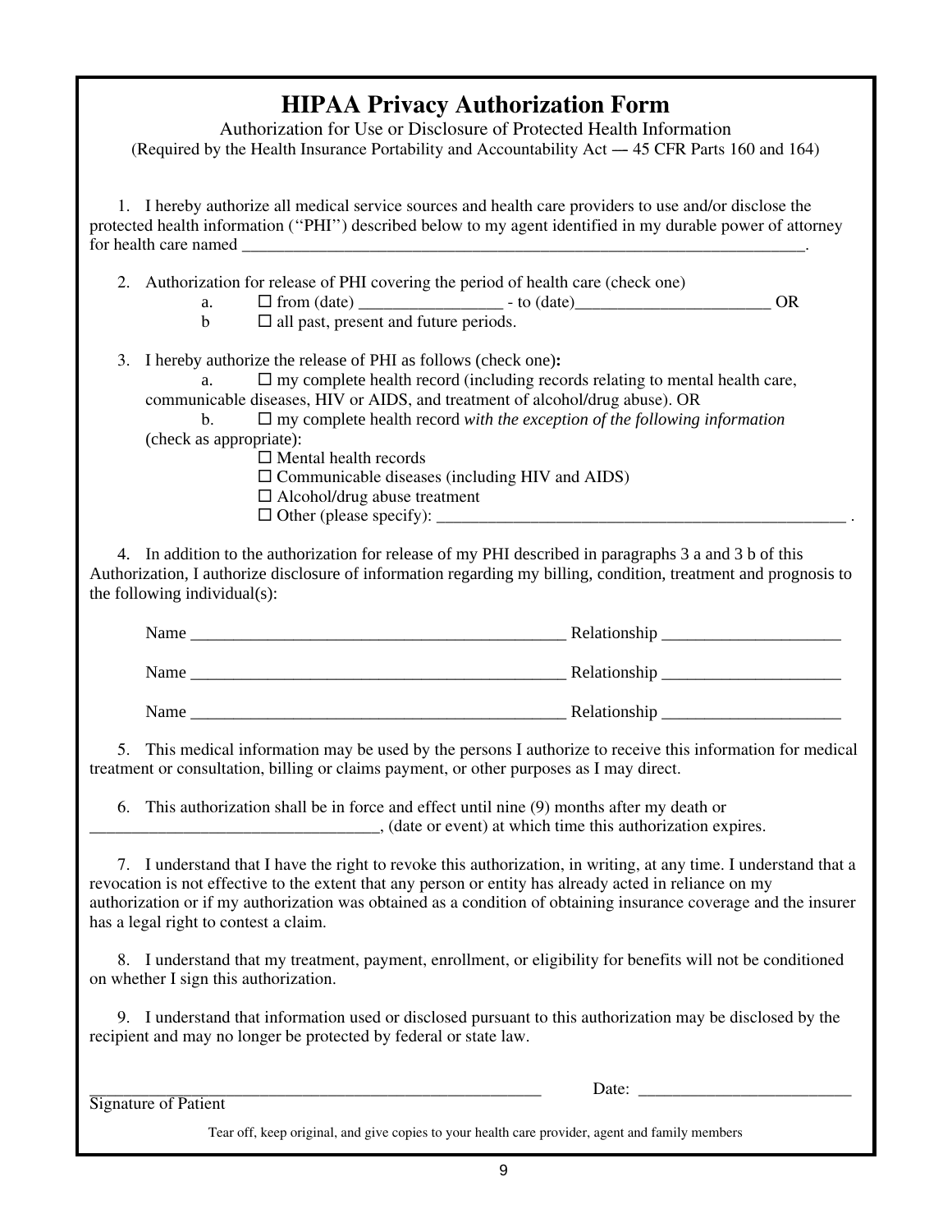# HIPAA Privacy Authorization Form

Authorization for Use or Disclosure of Protected Health Information
(Required by the Health Insurance Portability and Accountability Act — 45 CFR Parts 160 and 164)

1. I hereby authorize all medical service sources and health care providers to use and/or disclose the protected health information (''PHI'') described below to my agent identified in my durable power of attorney for health care named \_\_\_\_\_\_\_\_\_\_\_\_\_\_\_\_\_\_\_\_\_\_\_\_\_\_\_\_\_\_\_\_\_\_\_\_\_\_\_\_\_\_\_\_\_\_\_\_\_\_\_\_\_\_\_\_\_\_\_\_\_\_\_\_\_\_.

2. Authorization for release of PHI covering the period of health care (check one)
   - a. ☐ from (date) \_\_\_\_\_\_\_\_\_\_\_\_\_\_\_\_\_ - to (date)\_\_\_\_\_\_\_\_\_\_\_\_\_\_\_\_\_\_\_\_\_\_\_\_ OR
   - b ☐ all past, present and future periods.

3. I hereby authorize the release of PHI as follows (check one)**:**
   - a. ☐ my complete health record (including records relating to mental health care, communicable diseases, HIV or AIDS, and treatment of alcohol/drug abuse). OR
   - b. ☐ my complete health record *with the exception of the following information* (check as appropriate):
     - ☐ Mental health records
     - ☐ Communicable diseases (including HIV and AIDS)
     - ☐ Alcohol/drug abuse treatment
     - ☐ Other (please specify): \_\_\_\_\_\_\_\_\_\_\_\_\_\_\_\_\_\_\_\_\_\_\_\_\_\_\_\_\_\_\_\_\_\_\_\_\_\_\_\_\_\_\_\_\_\_\_\_\_\_ .

4. In addition to the authorization for release of my PHI described in paragraphs 3 a and 3 b of this Authorization, I authorize disclosure of information regarding my billing, condition, treatment and prognosis to the following individual(s):

   Name \_\_\_\_\_\_\_\_\_\_\_\_\_\_\_\_\_\_\_\_\_\_\_\_\_\_\_\_\_\_\_\_\_\_\_\_\_\_\_\_\_\_\_\_\_\_ Relationship \_\_\_\_\_\_\_\_\_\_\_\_\_\_\_\_\_\_\_\_\_\_

   Name \_\_\_\_\_\_\_\_\_\_\_\_\_\_\_\_\_\_\_\_\_\_\_\_\_\_\_\_\_\_\_\_\_\_\_\_\_\_\_\_\_\_\_\_\_\_ Relationship \_\_\_\_\_\_\_\_\_\_\_\_\_\_\_\_\_\_\_\_\_\_

   Name \_\_\_\_\_\_\_\_\_\_\_\_\_\_\_\_\_\_\_\_\_\_\_\_\_\_\_\_\_\_\_\_\_\_\_\_\_\_\_\_\_\_\_\_\_\_ Relationship \_\_\_\_\_\_\_\_\_\_\_\_\_\_\_\_\_\_\_\_\_\_

5. This medical information may be used by the persons I authorize to receive this information for medical treatment or consultation, billing or claims payment, or other purposes as I may direct.

6. This authorization shall be in force and effect until nine (9) months after my death or \_\_\_\_\_\_\_\_\_\_\_\_\_\_\_\_\_\_\_\_\_\_\_\_\_\_\_\_\_\_\_\_\_\_\_, (date or event) at which time this authorization expires.

7. I understand that I have the right to revoke this authorization, in writing, at any time. I understand that a revocation is not effective to the extent that any person or entity has already acted in reliance on my authorization or if my authorization was obtained as a condition of obtaining insurance coverage and the insurer has a legal right to contest a claim.

8. I understand that my treatment, payment, enrollment, or eligibility for benefits will not be conditioned on whether I sign this authorization.

9. I understand that information used or disclosed pursuant to this authorization may be disclosed by the recipient and may no longer be protected by federal or state law.

\_\_\_\_\_\_\_\_\_\_\_\_\_\_\_\_\_\_\_\_\_\_\_\_\_\_\_\_\_\_\_\_\_\_\_\_\_\_\_\_\_\_\_\_\_\_\_\_\_\_\_\_\_\_\_\_\_\_ Date: \_\_\_\_\_\_\_\_\_\_\_\_\_\_\_\_\_\_\_\_\_\_\_\_\_\_
Signature of Patient

Tear off, keep original, and give copies to your health care provider, agent and family members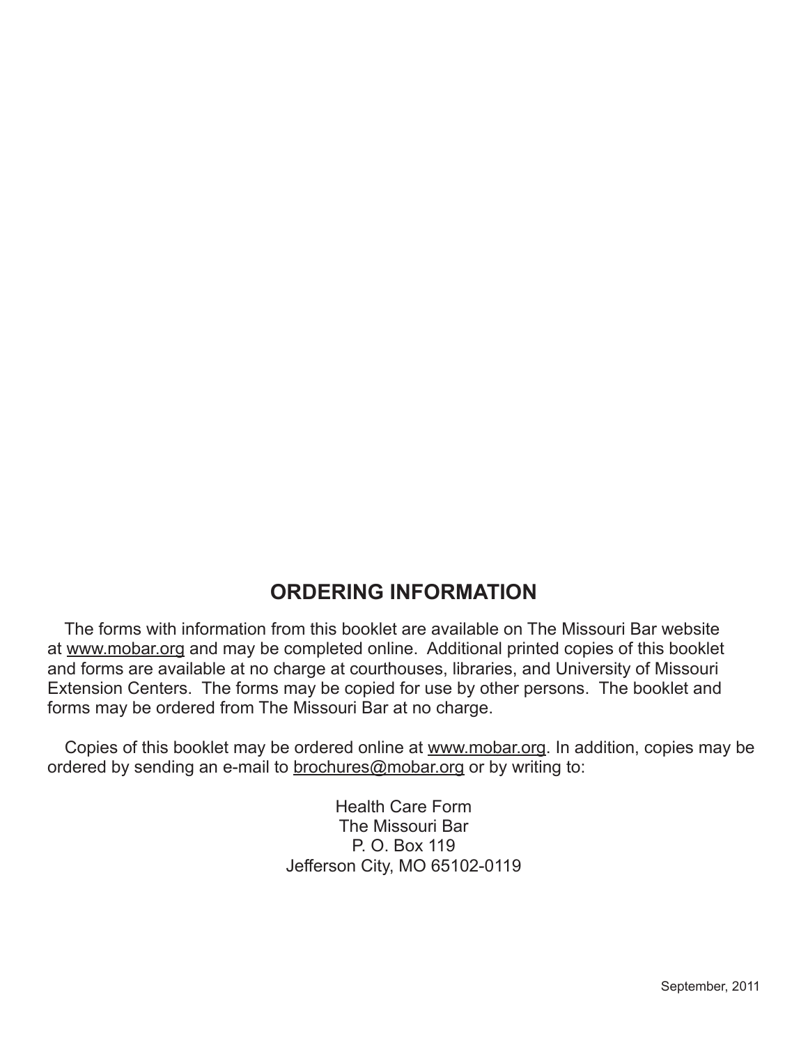## ORDERING INFORMATION

The forms with information from this booklet are available on The Missouri Bar website at www.mobar.org and may be completed online. Additional printed copies of this booklet and forms are available at no charge at courthouses, libraries, and University of Missouri Extension Centers. The forms may be copied for use by other persons. The booklet and forms may be ordered from The Missouri Bar at no charge.

Copies of this booklet may be ordered online at www.mobar.org. In addition, copies may be ordered by sending an e-mail to brochures@mobar.org or by writing to:

Health Care Form
The Missouri Bar
P. O. Box 119
Jefferson City, MO 65102-0119

September, 2011